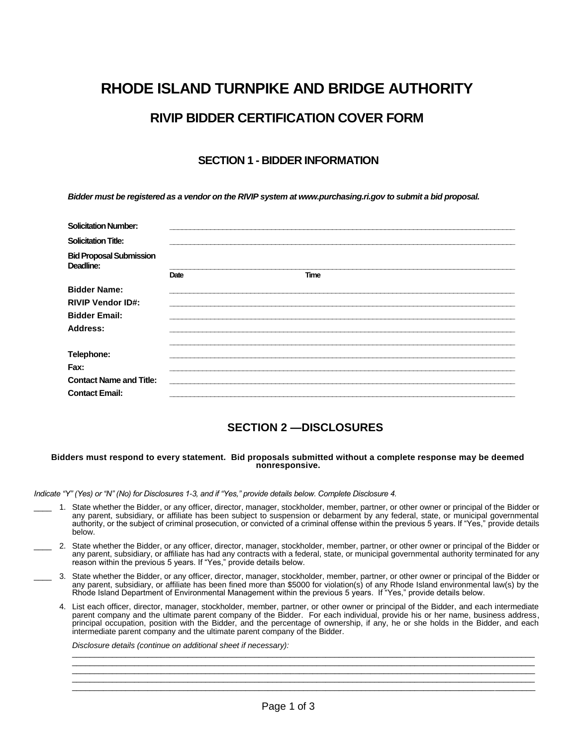# RHODE ISLAND TURNPIKE AND BRIDGE AUTHORITY

## RIVIP BIDDER CERTIFICATION COVER FORM

### SECTION 1 - BIDDER INFORMATION

***Bidder must be registered as a vendor on the RIVIP system at www.purchasing.ri.gov to submit a bid proposal.***

| | |
|---|---|
| **Solicitation Number:** | ______________________________ |
| **Solicitation Title:** | ______________________________ |
| **Bid Proposal Submission Deadline:** | ______________________________ Date / Time |
| **Bidder Name:** | ______________________________ |
| **RIVIP Vendor ID#:** | ______________________________ |
| **Bidder Email:** | ______________________________ |
| **Address:** | ______________________________<br>______________________________ |
| **Telephone:** | ______________________________ |
| **Fax:** | ______________________________ |
| **Contact Name and Title:** | ______________________________ |
| **Contact Email:** | ______________________________ |

### SECTION 2 —DISCLOSURES

**Bidders must respond to every statement. Bid proposals submitted without a complete response may be deemed nonresponsive.**

*Indicate "Y" (Yes) or "N" (No) for Disclosures 1-3, and if "Yes," provide details below. Complete Disclosure 4.*

____ 1. State whether the Bidder, or any officer, director, manager, stockholder, member, partner, or other owner or principal of the Bidder or any parent, subsidiary, or affiliate has been subject to suspension or debarment by any federal, state, or municipal governmental authority, or the subject of criminal prosecution, or convicted of a criminal offense within the previous 5 years. If "Yes," provide details below.

____ 2. State whether the Bidder, or any officer, director, manager, stockholder, member, partner, or other owner or principal of the Bidder or any parent, subsidiary, or affiliate has had any contracts with a federal, state, or municipal governmental authority terminated for any reason within the previous 5 years. If "Yes," provide details below.

____ 3. State whether the Bidder, or any officer, director, manager, stockholder, member, partner, or other owner or principal of the Bidder or any parent, subsidiary, or affiliate has been fined more than $5000 for violation(s) of any Rhode Island environmental law(s) by the Rhode Island Department of Environmental Management within the previous 5 years. If "Yes," provide details below.

4. List each officer, director, manager, stockholder, member, partner, or other owner or principal of the Bidder, and each intermediate parent company and the ultimate parent company of the Bidder. For each individual, provide his or her name, business address, principal occupation, position with the Bidder, and the percentage of ownership, if any, he or she holds in the Bidder, and each intermediate parent company and the ultimate parent company of the Bidder.

   *Disclosure details (continue on additional sheet if necessary):*

   ______________________________________________________________________________
   ______________________________________________________________________________
   ______________________________________________________________________________
   ______________________________________________________________________________
   ______________________________________________________________________________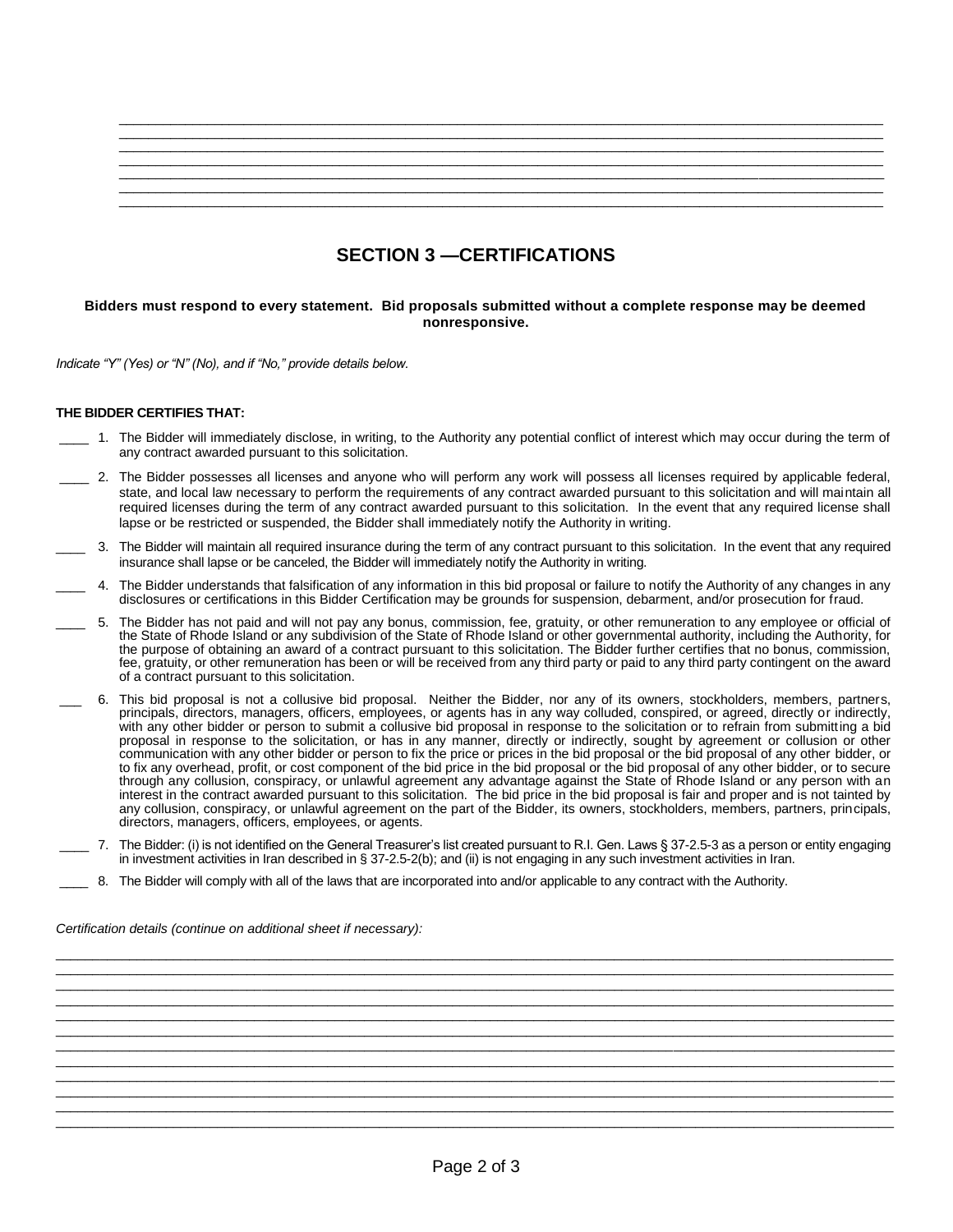## SECTION 3 —CERTIFICATIONS

**Bidders must respond to every statement. Bid proposals submitted without a complete response may be deemed nonresponsive.**

*Indicate "Y" (Yes) or "N" (No), and if "No," provide details below.*

**THE BIDDER CERTIFIES THAT:**

____ 1. The Bidder will immediately disclose, in writing, to the Authority any potential conflict of interest which may occur during the term of any contract awarded pursuant to this solicitation.

____ 2. The Bidder possesses all licenses and anyone who will perform any work will possess all licenses required by applicable federal, state, and local law necessary to perform the requirements of any contract awarded pursuant to this solicitation and will maintain all required licenses during the term of any contract awarded pursuant to this solicitation. In the event that any required license shall lapse or be restricted or suspended, the Bidder shall immediately notify the Authority in writing.

____ 3. The Bidder will maintain all required insurance during the term of any contract pursuant to this solicitation. In the event that any required insurance shall lapse or be canceled, the Bidder will immediately notify the Authority in writing.

____ 4. The Bidder understands that falsification of any information in this bid proposal or failure to notify the Authority of any changes in any disclosures or certifications in this Bidder Certification may be grounds for suspension, debarment, and/or prosecution for fraud.

____ 5. The Bidder has not paid and will not pay any bonus, commission, fee, gratuity, or other remuneration to any employee or official of the State of Rhode Island or any subdivision of the State of Rhode Island or other governmental authority, including the Authority, for the purpose of obtaining an award of a contract pursuant to this solicitation. The Bidder further certifies that no bonus, commission, fee, gratuity, or other remuneration has been or will be received from any third party or paid to any third party contingent on the award of a contract pursuant to this solicitation.

___ 6. This bid proposal is not a collusive bid proposal. Neither the Bidder, nor any of its owners, stockholders, members, partners, principals, directors, managers, officers, employees, or agents has in any way colluded, conspired, or agreed, directly or indirectly, with any other bidder or person to submit a collusive bid proposal in response to the solicitation or to refrain from submitting a bid proposal in response to the solicitation, or has in any manner, directly or indirectly, sought by agreement or collusion or other communication with any other bidder or person to fix the price or prices in the bid proposal or the bid proposal of any other bidder, or to fix any overhead, profit, or cost component of the bid price in the bid proposal or the bid proposal of any other bidder, or to secure through any collusion, conspiracy, or unlawful agreement any advantage against the State of Rhode Island or any person with an interest in the contract awarded pursuant to this solicitation. The bid price in the bid proposal is fair and proper and is not tainted by any collusion, conspiracy, or unlawful agreement on the part of the Bidder, its owners, stockholders, members, partners, principals, directors, managers, officers, employees, or agents.

____ 7. The Bidder: (i) is not identified on the General Treasurer's list created pursuant to R.I. Gen. Laws § 37-2.5-3 as a person or entity engaging in investment activities in Iran described in § 37-2.5-2(b); and (ii) is not engaging in any such investment activities in Iran.

____ 8. The Bidder will comply with all of the laws that are incorporated into and/or applicable to any contract with the Authority.

*Certification details (continue on additional sheet if necessary):*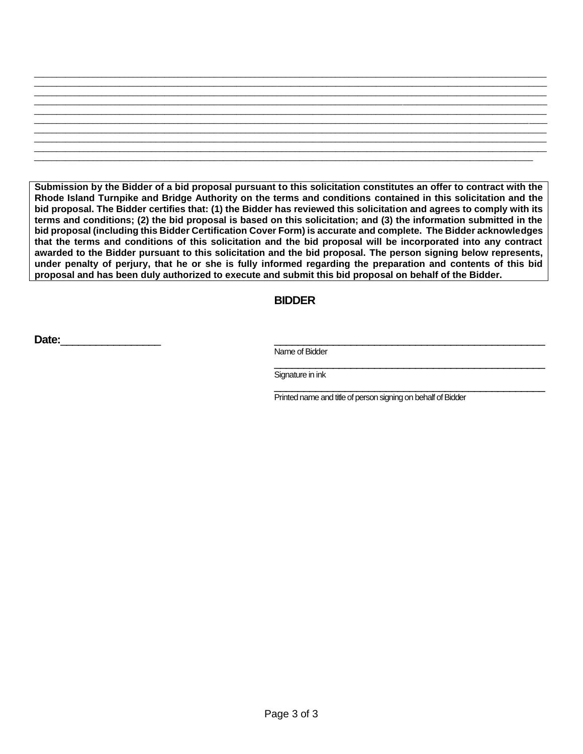_______________________________________________________________________________________________
_______________________________________________________________________________________________
_______________________________________________________________________________________________
_______________________________________________________________________________________________
_______________________________________________________________________________________________
_______________________________________________________________________________________________
_______________________________________________________________________________________________
_______________________________________________________________________________________________
_______________________________________________________________________________________________
_____________________________________________________________________________________________

**Submission by the Bidder of a bid proposal pursuant to this solicitation constitutes an offer to contract with the Rhode Island Turnpike and Bridge Authority on the terms and conditions contained in this solicitation and the bid proposal. The Bidder certifies that: (1) the Bidder has reviewed this solicitation and agrees to comply with its terms and conditions; (2) the bid proposal is based on this solicitation; and (3) the information submitted in the bid proposal (including this Bidder Certification Cover Form) is accurate and complete. The Bidder acknowledges that the terms and conditions of this solicitation and the bid proposal will be incorporated into any contract awarded to the Bidder pursuant to this solicitation and the bid proposal. The person signing below represents, under penalty of perjury, that he or she is fully informed regarding the preparation and contents of this bid proposal and has been duly authorized to execute and submit this bid proposal on behalf of the Bidder.**

**BIDDER**

**Date:**________________

__________________________________________________
Name of Bidder

__________________________________________________
Signature in ink

__________________________________________________
Printed name and title of person signing on behalf of Bidder